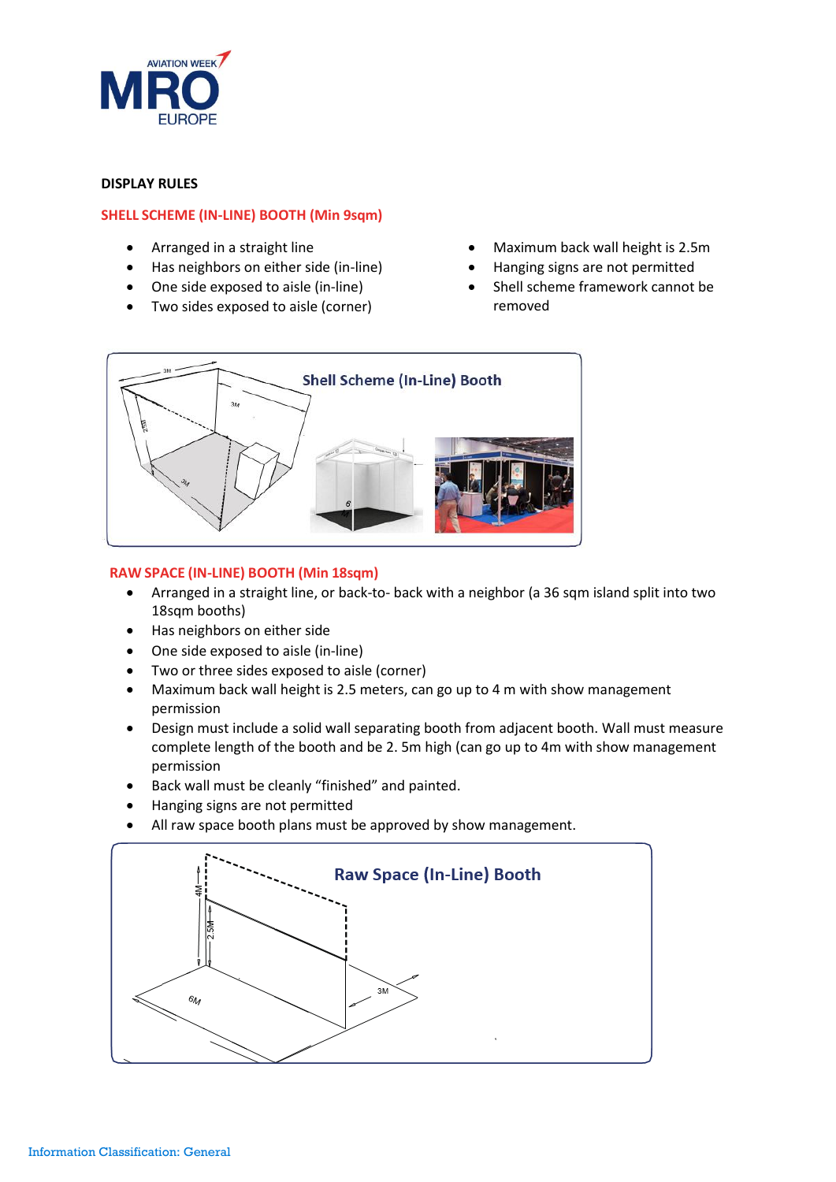**DISPLAY RULES**

## SHELL SCHEME (IN-LINE) BOOTH (Min 9sqm)

- Arranged in a straight line
- Has neighbors on either side (in-line)
- One side exposed to aisle (in-line)
- Two sides exposed to aisle (corner)
- Maximum back wall height is 2.5m
- Hanging signs are not permitted
- Shell scheme framework cannot be removed

## RAW SPACE (IN-LINE) BOOTH (Min 18sqm)

- Arranged in a straight line, or back-to- back with a neighbor (a 36 sqm island split into two 18sqm booths)
- Has neighbors on either side
- One side exposed to aisle (in-line)
- Two or three sides exposed to aisle (corner)
- Maximum back wall height is 2.5 meters, can go up to 4 m with show management permission
- Design must include a solid wall separating booth from adjacent booth. Wall must measure complete length of the booth and be 2. 5m high (can go up to 4m with show management permission
- Back wall must be cleanly "finished" and painted.
- Hanging signs are not permitted
- All raw space booth plans must be approved by show management.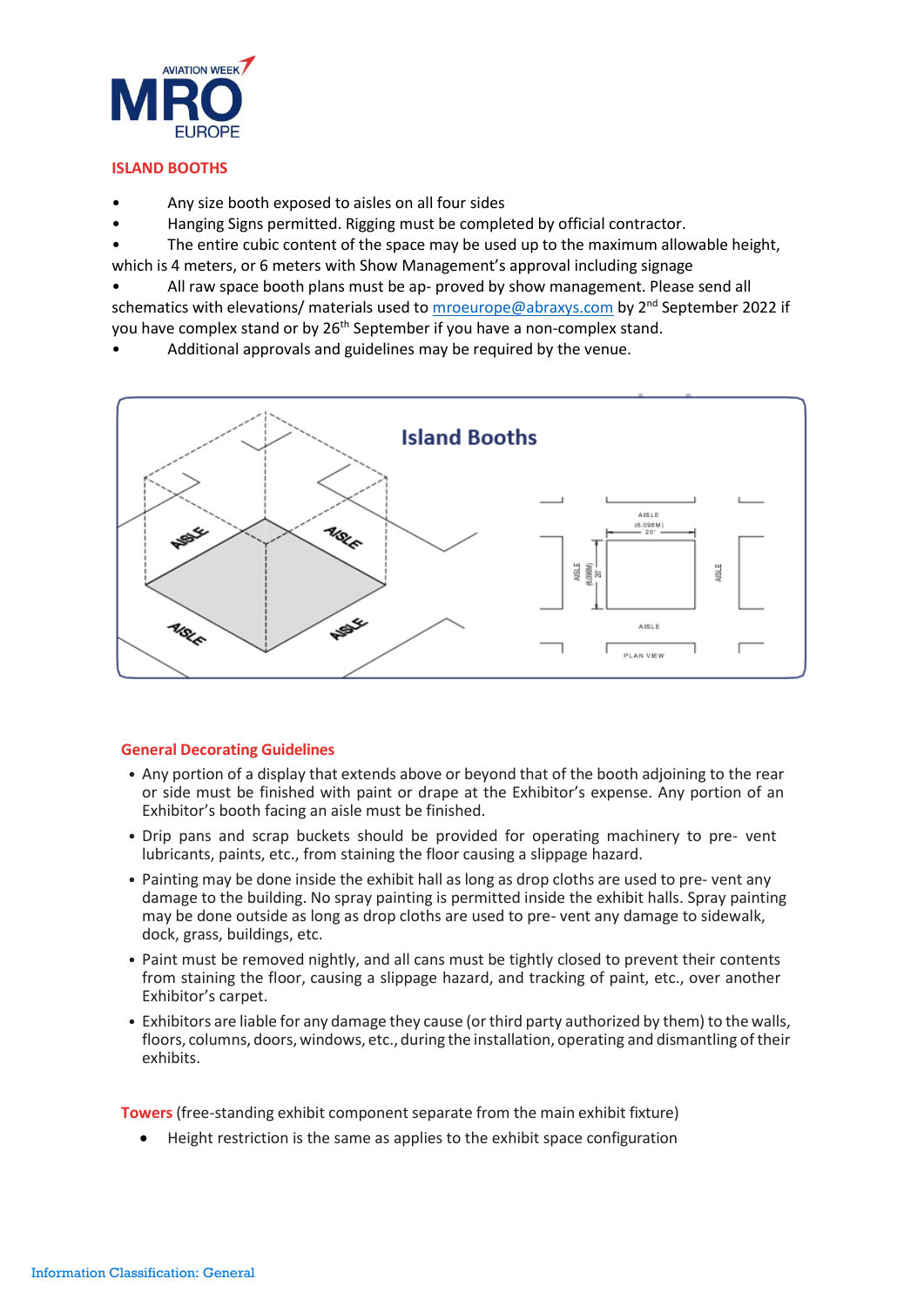## ISLAND BOOTHS

- Any size booth exposed to aisles on all four sides
- Hanging Signs permitted. Rigging must be completed by official contractor.
- The entire cubic content of the space may be used up to the maximum allowable height, which is 4 meters, or 6 meters with Show Management's approval including signage
- All raw space booth plans must be ap- proved by show management. Please send all schematics with elevations/ materials used to mroeurope@abraxys.com by 2nd September 2022 if you have complex stand or by 26th September if you have a non-complex stand.
- Additional approvals and guidelines may be required by the venue.

### General Decorating Guidelines

- Any portion of a display that extends above or beyond that of the booth adjoining to the rear or side must be finished with paint or drape at the Exhibitor's expense. Any portion of an Exhibitor's booth facing an aisle must be finished.
- Drip pans and scrap buckets should be provided for operating machinery to pre- vent lubricants, paints, etc., from staining the floor causing a slippage hazard.
- Painting may be done inside the exhibit hall as long as drop cloths are used to pre- vent any damage to the building. No spray painting is permitted inside the exhibit halls. Spray painting may be done outside as long as drop cloths are used to pre- vent any damage to sidewalk, dock, grass, buildings, etc.
- Paint must be removed nightly, and all cans must be tightly closed to prevent their contents from staining the floor, causing a slippage hazard, and tracking of paint, etc., over another Exhibitor's carpet.
- Exhibitors are liable for any damage they cause (or third party authorized by them) to the walls, floors, columns, doors, windows, etc., during the installation, operating and dismantling of their exhibits.

**Towers** (free-standing exhibit component separate from the main exhibit fixture)

- Height restriction is the same as applies to the exhibit space configuration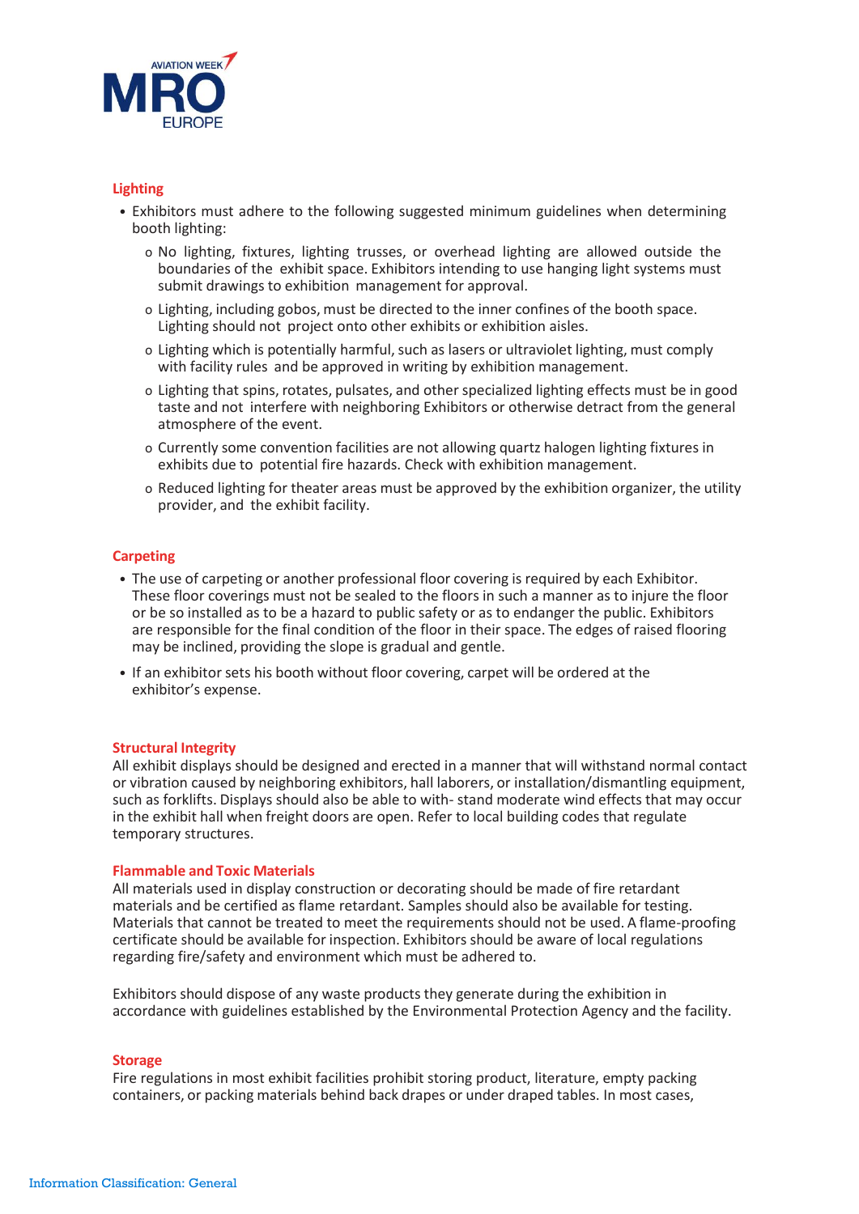## Lighting

- Exhibitors must adhere to the following suggested minimum guidelines when determining booth lighting:
  - No lighting, fixtures, lighting trusses, or overhead lighting are allowed outside the boundaries of the exhibit space. Exhibitors intending to use hanging light systems must submit drawings to exhibition management for approval.
  - Lighting, including gobos, must be directed to the inner confines of the booth space. Lighting should not project onto other exhibits or exhibition aisles.
  - Lighting which is potentially harmful, such as lasers or ultraviolet lighting, must comply with facility rules and be approved in writing by exhibition management.
  - Lighting that spins, rotates, pulsates, and other specialized lighting effects must be in good taste and not interfere with neighboring Exhibitors or otherwise detract from the general atmosphere of the event.
  - Currently some convention facilities are not allowing quartz halogen lighting fixtures in exhibits due to potential fire hazards. Check with exhibition management.
  - Reduced lighting for theater areas must be approved by the exhibition organizer, the utility provider, and the exhibit facility.

## Carpeting

- The use of carpeting or another professional floor covering is required by each Exhibitor. These floor coverings must not be sealed to the floors in such a manner as to injure the floor or be so installed as to be a hazard to public safety or as to endanger the public. Exhibitors are responsible for the final condition of the floor in their space. The edges of raised flooring may be inclined, providing the slope is gradual and gentle.
- If an exhibitor sets his booth without floor covering, carpet will be ordered at the exhibitor's expense.

## Structural Integrity

All exhibit displays should be designed and erected in a manner that will withstand normal contact or vibration caused by neighboring exhibitors, hall laborers, or installation/dismantling equipment, such as forklifts. Displays should also be able to with- stand moderate wind effects that may occur in the exhibit hall when freight doors are open. Refer to local building codes that regulate temporary structures.

## Flammable and Toxic Materials

All materials used in display construction or decorating should be made of fire retardant materials and be certified as flame retardant. Samples should also be available for testing. Materials that cannot be treated to meet the requirements should not be used. A flame-proofing certificate should be available for inspection. Exhibitors should be aware of local regulations regarding fire/safety and environment which must be adhered to.

Exhibitors should dispose of any waste products they generate during the exhibition in accordance with guidelines established by the Environmental Protection Agency and the facility.

## Storage

Fire regulations in most exhibit facilities prohibit storing product, literature, empty packing containers, or packing materials behind back drapes or under draped tables. In most cases,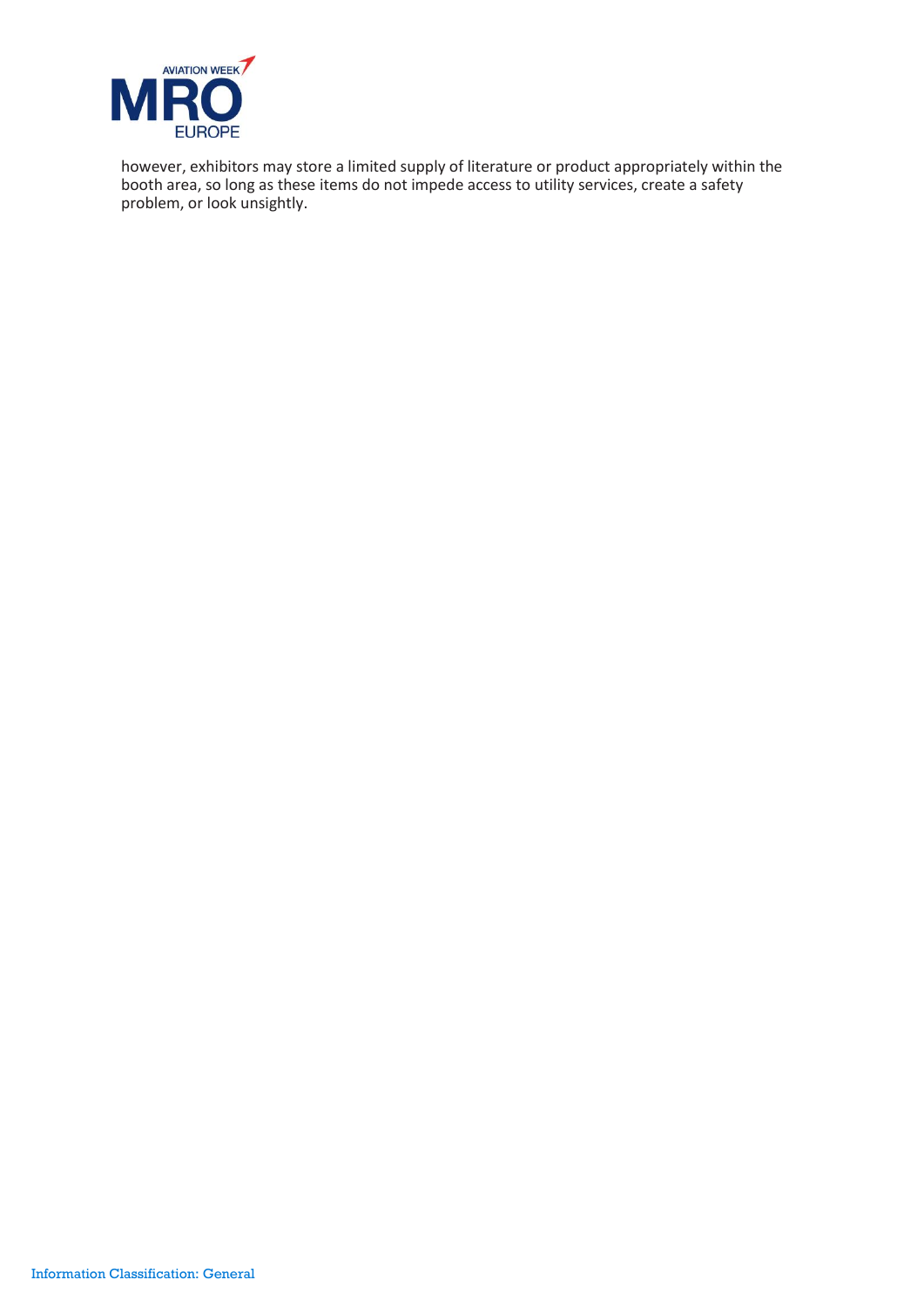however, exhibitors may store a limited supply of literature or product appropriately within the booth area, so long as these items do not impede access to utility services, create a safety problem, or look unsightly.